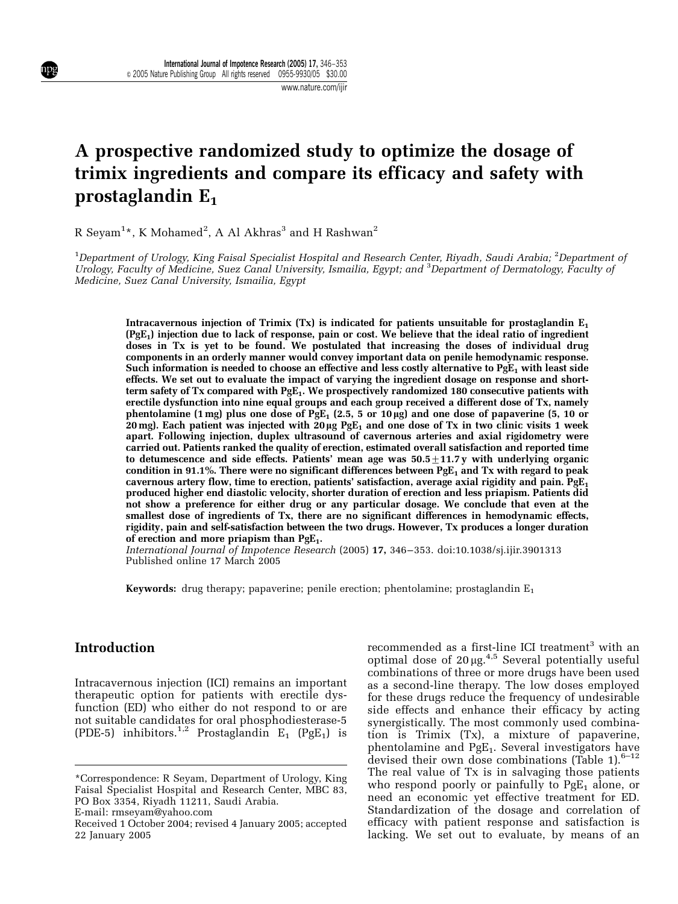# A prospective randomized study to optimize the dosage of trimix ingredients and compare its efficacy and safety with prostaglandin $E_1$

R Seyam[1]*, K Mohamed[2], A Al Akhras[3] and H Rashwan[2]

[1]Department of Urology, King Faisal Specialist Hospital and Research Center, Riyadh, Saudi Arabia; [2]Department of Urology, Faculty of Medicine, Suez Canal University, Ismailia, Egypt; and [3]Department of Dermatology, Faculty of Medicine, Suez Canal University, Ismailia, Egypt

**Intracavernous injection of Trimix (Tx) is indicated for patients unsuitable for prostaglandin $E_1$ ($PgE_1$) injection due to lack of response, pain or cost. We believe that the ideal ratio of ingredient doses in Tx is yet to be found. We postulated that increasing the doses of individual drug components in an orderly manner would convey important data on penile hemodynamic response. Such information is needed to choose an effective and less costly alternative to $PgE_1$ with least side effects. We set out to evaluate the impact of varying the ingredient dosage on response and short-term safety of Tx compared with $PgE_1$. We prospectively randomized 180 consecutive patients with erectile dysfunction into nine equal groups and each group received a different dose of Tx, namely phentolamine (1 mg) plus one dose of $PgE_1$ (2.5, 5 or 10 μg) and one dose of papaverine (5, 10 or 20 mg). Each patient was injected with 20 μg $PgE_1$ and one dose of Tx in two clinic visits 1 week apart. Following injection, duplex ultrasound of cavernous arteries and axial rigidometry were carried out. Patients ranked the quality of erection, estimated overall satisfaction and reported time to detumescence and side effects. Patients' mean age was 50.5±11.7 y with underlying organic condition in 91.1%. There were no significant differences between $PgE_1$ and Tx with regard to peak cavernous artery flow, time to erection, patients' satisfaction, average axial rigidity and pain. $PgE_1$ produced higher end diastolic velocity, shorter duration of erection and less priapism. Patients did not show a preference for either drug or any particular dosage. We conclude that even at the smallest dose of ingredients of Tx, there are no significant differences in hemodynamic effects, rigidity, pain and self-satisfaction between the two drugs. However, Tx produces a longer duration of erection and more priapism than $PgE_1$.**

*International Journal of Impotence Research* (2005) **17**, 346–353. doi:10.1038/sj.ijir.3901313
Published online 17 March 2005

**Keywords:** drug therapy; papaverine; penile erection; phentolamine; prostaglandin $E_1$

## Introduction

Intracavernous injection (ICI) remains an important therapeutic option for patients with erectile dysfunction (ED) who either do not respond to or are not suitable candidates for oral phosphodiesterase-5 (PDE-5) inhibitors.[1,2] Prostaglandin $E_1$ ($PgE_1$) is recommended as a first-line ICI treatment[3] with an optimal dose of 20 μg.[4,5] Several potentially useful combinations of three or more drugs have been used as a second-line therapy. The low doses employed for these drugs reduce the frequency of undesirable side effects and enhance their efficacy by acting synergistically. The most commonly used combination is Trimix (Tx), a mixture of papaverine, phentolamine and $PgE_1$. Several investigators have devised their own dose combinations (Table 1).[6–12] The real value of Tx is in salvaging those patients who respond poorly or painfully to $PgE_1$ alone, or need an economic yet effective treatment for ED. Standardization of the dosage and correlation of efficacy with patient response and satisfaction is lacking. We set out to evaluate, by means of an

*Correspondence: R Seyam, Department of Urology, King Faisal Specialist Hospital and Research Center, MBC 83, PO Box 3354, Riyadh 11211, Saudi Arabia.
E-mail: rmseyam@yahoo.com

Received 1 October 2004; revised 4 January 2005; accepted 22 January 2005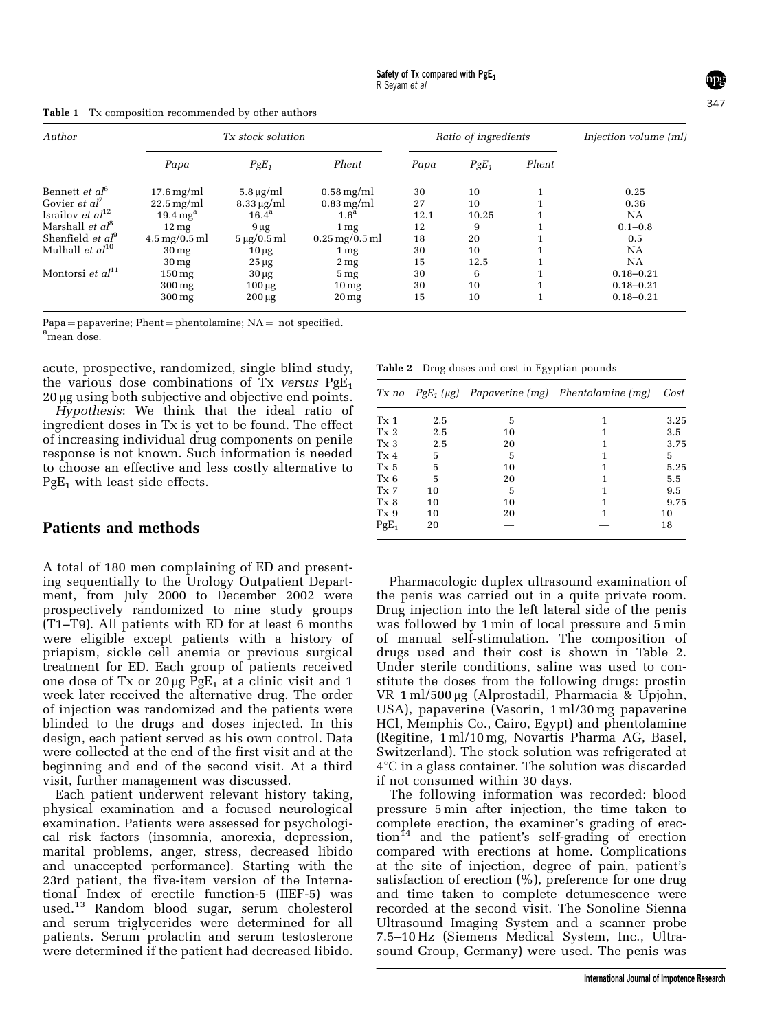**Table 1** Tx composition recommended by other authors

| Author | Tx stock solution | | | Ratio of ingredients | | | Injection volume (ml) |
|---|---|---|---|---|---|---|---|
| | Papa | $PgE_1$ | Phent | Papa | $PgE_1$ | Phent | |
| Bennett *et al*[6] | 17.6 mg/ml | 5.8 μg/ml | 0.58 mg/ml | 30 | 10 | 1 | 0.25 |
| Govier *et al*[7] | 22.5 mg/ml | 8.33 μg/ml | 0.83 mg/ml | 27 | 10 | 1 | 0.36 |
| Israilov *et al*[12] | 19.4 mg[a] | 16.4[a] | 1.6[a] | 12.1 | 10.25 | 1 | NA |
| Marshall *et al*[8] | 12 mg | 9 μg | 1 mg | 12 | 9 | 1 | 0.1–0.8 |
| Shenfield *et al*[9] | 4.5 mg/0.5 ml | 5 μg/0.5 ml | 0.25 mg/0.5 ml | 18 | 20 | 1 | 0.5 |
| Mulhall *et al*[10] | 30 mg | 10 μg | 1 mg | 30 | 10 | 1 | NA |
| | 30 mg | 25 μg | 2 mg | 15 | 12.5 | 1 | NA |
| Montorsi *et al*[11] | 150 mg | 30 μg | 5 mg | 30 | 6 | 1 | 0.18–0.21 |
| | 300 mg | 100 μg | 10 mg | 30 | 10 | 1 | 0.18–0.21 |
| | 300 mg | 200 μg | 20 mg | 15 | 10 | 1 | 0.18–0.21 |

Papa = papaverine; Phent = phentolamine; NA = not specified.
[a]mean dose.

acute, prospective, randomized, single blind study, the various dose combinations of Tx *versus* $PgE_1$ 20 μg using both subjective and objective end points.

*Hypothesis*: We think that the ideal ratio of ingredient doses in Tx is yet to be found. The effect of increasing individual drug components on penile response is not known. Such information is needed to choose an effective and less costly alternative to $PgE_1$ with least side effects.

## Patients and methods

A total of 180 men complaining of ED and presenting sequentially to the Urology Outpatient Department, from July 2000 to December 2002 were prospectively randomized to nine study groups (T1–T9). All patients with ED for at least 6 months were eligible except patients with a history of priapism, sickle cell anemia or previous surgical treatment for ED. Each group of patients received one dose of Tx or 20 μg $PgE_1$ at a clinic visit and 1 week later received the alternative drug. The order of injection was randomized and the patients were blinded to the drugs and doses injected. In this design, each patient served as his own control. Data were collected at the end of the first visit and at the beginning and end of the second visit. At a third visit, further management was discussed.

Each patient underwent relevant history taking, physical examination and a focused neurological examination. Patients were assessed for psychological risk factors (insomnia, anorexia, depression, marital problems, anger, stress, decreased libido and unaccepted performance). Starting with the 23rd patient, the five-item version of the International Index of erectile function-5 (IIEF-5) was used.[13] Random blood sugar, serum cholesterol and serum triglycerides were determined for all patients. Serum prolactin and serum testosterone were determined if the patient had decreased libido.

**Table 2** Drug doses and cost in Egyptian pounds

| Tx no | $PgE_1$ (μg) | Papaverine (mg) | Phentolamine (mg) | Cost |
|---|---|---|---|---|
| Tx 1 | 2.5 | 5 | 1 | 3.25 |
| Tx 2 | 2.5 | 10 | 1 | 3.5 |
| Tx 3 | 2.5 | 20 | 1 | 3.75 |
| Tx 4 | 5 | 5 | 1 | 5 |
| Tx 5 | 5 | 10 | 1 | 5.25 |
| Tx 6 | 5 | 20 | 1 | 5.5 |
| Tx 7 | 10 | 5 | 1 | 9.5 |
| Tx 8 | 10 | 10 | 1 | 9.75 |
| Tx 9 | 10 | 20 | 1 | 10 |
| $PgE_1$ | 20 | — | — | 18 |

Pharmacologic duplex ultrasound examination of the penis was carried out in a quite private room. Drug injection into the left lateral side of the penis was followed by 1 min of local pressure and 5 min of manual self-stimulation. The composition of drugs used and their cost is shown in Table 2. Under sterile conditions, saline was used to constitute the doses from the following drugs: prostin VR 1 ml/500 μg (Alprostadil, Pharmacia & Upjohn, USA), papaverine (Vasorin, 1 ml/30 mg papaverine HCl, Memphis Co., Cairo, Egypt) and phentolamine (Regitine, 1 ml/10 mg, Novartis Pharma AG, Basel, Switzerland). The stock solution was refrigerated at 4°C in a glass container. The solution was discarded if not consumed within 30 days.

The following information was recorded: blood pressure 5 min after injection, the time taken to complete erection, the examiner's grading of erection[14] and the patient's self-grading of erection compared with erections at home. Complications at the site of injection, degree of pain, patient's satisfaction of erection (%), preference for one drug and time taken to complete detumescence were recorded at the second visit. The Sonoline Sienna Ultrasound Imaging System and a scanner probe 7.5–10 Hz (Siemens Medical System, Inc., Ultrasound Group, Germany) were used. The penis was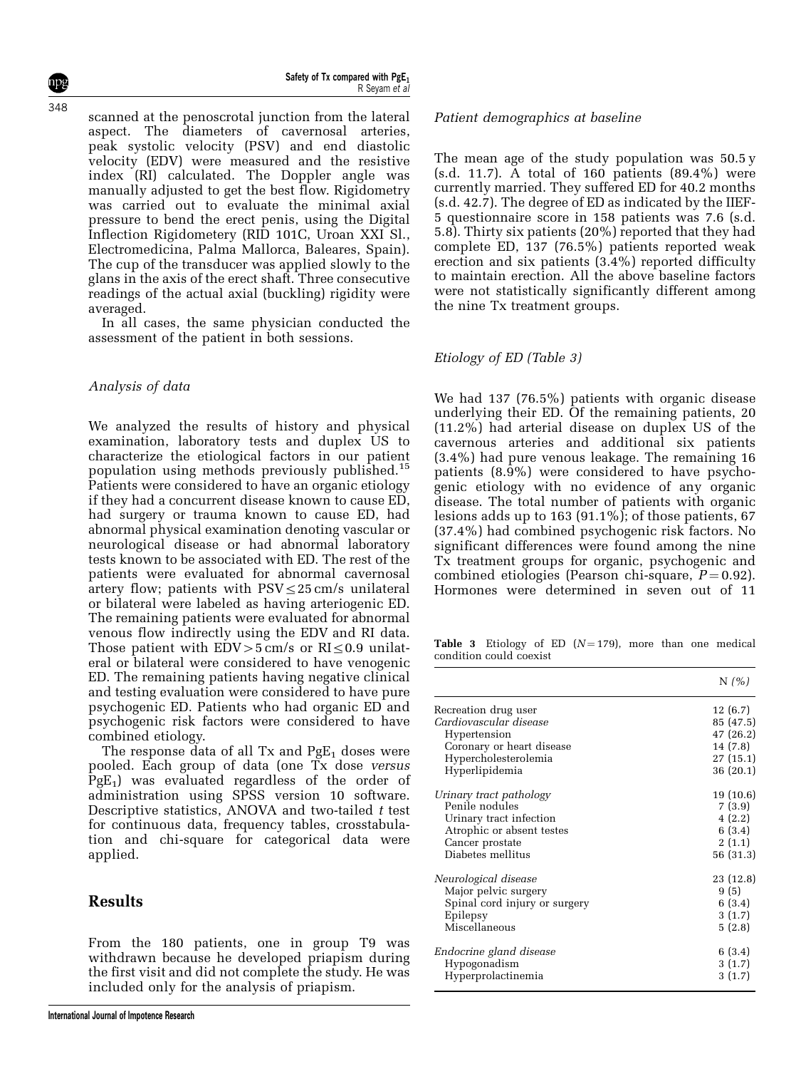scanned at the penoscrotal junction from the lateral aspect. The diameters of cavernosal arteries, peak systolic velocity (PSV) and end diastolic velocity (EDV) were measured and the resistive index (RI) calculated. The Doppler angle was manually adjusted to get the best flow. Rigidometry was carried out to evaluate the minimal axial pressure to bend the erect penis, using the Digital Inflection Rigidometery (RID 101C, Uroan XXI Sl., Electromedicina, Palma Mallorca, Baleares, Spain). The cup of the transducer was applied slowly to the glans in the axis of the erect shaft. Three consecutive readings of the actual axial (buckling) rigidity were averaged.

In all cases, the same physician conducted the assessment of the patient in both sessions.

### *Analysis of data*

We analyzed the results of history and physical examination, laboratory tests and duplex US to characterize the etiological factors in our patient population using methods previously published.[15] Patients were considered to have an organic etiology if they had a concurrent disease known to cause ED, had surgery or trauma known to cause ED, had abnormal physical examination denoting vascular or neurological disease or had abnormal laboratory tests known to be associated with ED. The rest of the patients were evaluated for abnormal cavernosal artery flow; patients with PSV $\leq$ 25 cm/s unilateral or bilateral were labeled as having arteriogenic ED. The remaining patients were evaluated for abnormal venous flow indirectly using the EDV and RI data. Those patient with EDV > 5 cm/s or RI $\leq$ 0.9 unilateral or bilateral were considered to have venogenic ED. The remaining patients having negative clinical and testing evaluation were considered to have pure psychogenic ED. Patients who had organic ED and psychogenic risk factors were considered to have combined etiology.

The response data of all Tx and $PgE_1$ doses were pooled. Each group of data (one Tx dose *versus* $PgE_1$) was evaluated regardless of the order of administration using SPSS version 10 software. Descriptive statistics, ANOVA and two-tailed *t* test for continuous data, frequency tables, crosstabulation and chi-square for categorical data were applied.

## Results

From the 180 patients, one in group T9 was withdrawn because he developed priapism during the first visit and did not complete the study. He was included only for the analysis of priapism.

### *Patient demographics at baseline*

The mean age of the study population was 50.5 y (s.d. 11.7). A total of 160 patients (89.4%) were currently married. They suffered ED for 40.2 months (s.d. 42.7). The degree of ED as indicated by the IIEF-5 questionnaire score in 158 patients was 7.6 (s.d. 5.8). Thirty six patients (20%) reported that they had complete ED, 137 (76.5%) patients reported weak erection and six patients (3.4%) reported difficulty to maintain erection. All the above baseline factors were not statistically significantly different among the nine Tx treatment groups.

### *Etiology of ED (Table 3)*

We had 137 (76.5%) patients with organic disease underlying their ED. Of the remaining patients, 20 (11.2%) had arterial disease on duplex US of the cavernous arteries and additional six patients (3.4%) had pure venous leakage. The remaining 16 patients (8.9%) were considered to have psychogenic etiology with no evidence of any organic disease. The total number of patients with organic lesions adds up to 163 (91.1%); of those patients, 67 (37.4%) had combined psychogenic risk factors. No significant differences were found among the nine Tx treatment groups for organic, psychogenic and combined etiologies (Pearson chi-square, $P = 0.92$). Hormones were determined in seven out of 11

**Table 3** Etiology of ED ($N = 179$), more than one medical condition could coexist

| | N *(%)* |
|---|---|
| Recreation drug user | 12 (6.7) |
| *Cardiovascular disease* | 85 (47.5) |
| Hypertension | 47 (26.2) |
| Coronary or heart disease | 14 (7.8) |
| Hypercholesterolemia | 27 (15.1) |
| Hyperlipidemia | 36 (20.1) |
| *Urinary tract pathology* | 19 (10.6) |
| Penile nodules | 7 (3.9) |
| Urinary tract infection | 4 (2.2) |
| Atrophic or absent testes | 6 (3.4) |
| Cancer prostate | 2 (1.1) |
| Diabetes mellitus | 56 (31.3) |
| *Neurological disease* | 23 (12.8) |
| Major pelvic surgery | 9 (5) |
| Spinal cord injury or surgery | 6 (3.4) |
| Epilepsy | 3 (1.7) |
| Miscellaneous | 5 (2.8) |
| *Endocrine gland disease* | 6 (3.4) |
| Hypogonadism | 3 (1.7) |
| Hyperprolactinemia | 3 (1.7) |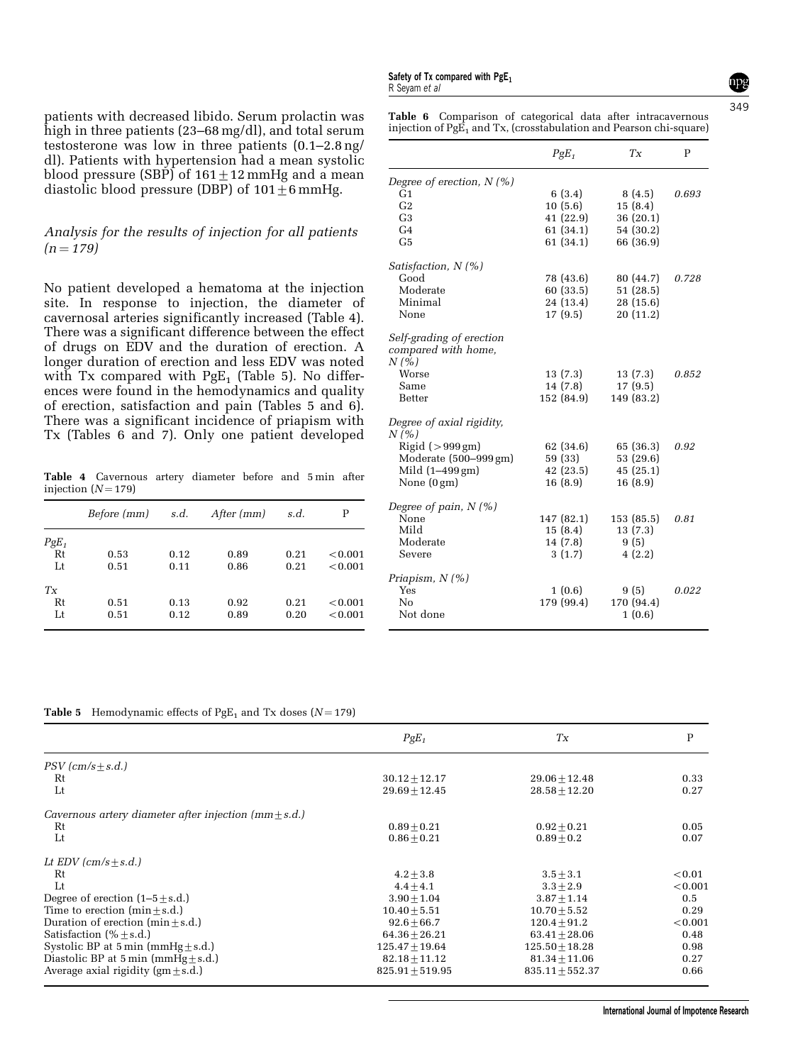patients with decreased libido. Serum prolactin was high in three patients (23–68 mg/dl), and total serum testosterone was low in three patients (0.1–2.8 ng/dl). Patients with hypertension had a mean systolic blood pressure (SBP) of 161 ± 12 mmHg and a mean diastolic blood pressure (DBP) of 101 ± 6 mmHg.

### *Analysis for the results of injection for all patients (n = 179)*

No patient developed a hematoma at the injection site. In response to injection, the diameter of cavernosal arteries significantly increased (Table 4). There was a significant difference between the effect of drugs on EDV and the duration of erection. A longer duration of erection and less EDV was noted with Tx compared with $PgE_1$ (Table 5). No differences were found in the hemodynamics and quality of erection, satisfaction and pain (Tables 5 and 6). There was a significant incidence of priapism with Tx (Tables 6 and 7). Only one patient developed

**Table 4** Cavernous artery diameter before and 5 min after injection (N = 179)

| | *Before (mm)* | *s.d.* | *After (mm)* | *s.d.* | P |
|---|---|---|---|---|---|
| *$PgE_1$* | | | | | |
| Rt | 0.53 | 0.12 | 0.89 | 0.21 | <0.001 |
| Lt | 0.51 | 0.11 | 0.86 | 0.21 | <0.001 |
| *Tx* | | | | | |
| Rt | 0.51 | 0.13 | 0.92 | 0.21 | <0.001 |
| Lt | 0.51 | 0.12 | 0.89 | 0.20 | <0.001 |

**Table 6** Comparison of categorical data after intracavernous injection of $PgE_1$ and Tx, (crosstabulation and Pearson chi-square)

| | *$PgE_1$* | *Tx* | P |
|---|---|---|---|
| *Degree of erection, N (%)* | | | |
| G1 | 6 (3.4) | 8 (4.5) | *0.693* |
| G2 | 10 (5.6) | 15 (8.4) | |
| G3 | 41 (22.9) | 36 (20.1) | |
| G4 | 61 (34.1) | 54 (30.2) | |
| G5 | 61 (34.1) | 66 (36.9) | |
| *Satisfaction, N (%)* | | | |
| Good | 78 (43.6) | 80 (44.7) | *0.728* |
| Moderate | 60 (33.5) | 51 (28.5) | |
| Minimal | 24 (13.4) | 28 (15.6) | |
| None | 17 (9.5) | 20 (11.2) | |
| *Self-grading of erection compared with home, N (%)* | | | |
| Worse | 13 (7.3) | 13 (7.3) | *0.852* |
| Same | 14 (7.8) | 17 (9.5) | |
| Better | 152 (84.9) | 149 (83.2) | |
| *Degree of axial rigidity, N (%)* | | | |
| Rigid (>999 gm) | 62 (34.6) | 65 (36.3) | *0.92* |
| Moderate (500–999 gm) | 59 (33) | 53 (29.6) | |
| Mild (1–499 gm) | 42 (23.5) | 45 (25.1) | |
| None (0 gm) | 16 (8.9) | 16 (8.9) | |
| *Degree of pain, N (%)* | | | |
| None | 147 (82.1) | 153 (85.5) | *0.81* |
| Mild | 15 (8.4) | 13 (7.3) | |
| Moderate | 14 (7.8) | 9 (5) | |
| Severe | 3 (1.7) | 4 (2.2) | |
| *Priapism, N (%)* | | | |
| Yes | 1 (0.6) | 9 (5) | *0.022* |
| No | 179 (99.4) | 170 (94.4) | |
| Not done | | 1 (0.6) | |

**Table 5** Hemodynamic effects of $PgE_1$ and Tx doses (N = 179)

| | *$PgE_1$* | *Tx* | P |
|---|---|---|---|
| *PSV (cm/s ± s.d.)* | | | |
| Rt | 30.12 ± 12.17 | 29.06 ± 12.48 | 0.33 |
| Lt | 29.69 ± 12.45 | 28.58 ± 12.20 | 0.27 |
| *Cavernous artery diameter after injection (mm ± s.d.)* | | | |
| Rt | 0.89 ± 0.21 | 0.92 ± 0.21 | 0.05 |
| Lt | 0.86 ± 0.21 | 0.89 ± 0.2 | 0.07 |
| *Lt EDV (cm/s ± s.d.)* | | | |
| Rt | 4.2 ± 3.8 | 3.5 ± 3.1 | <0.01 |
| Lt | 4.4 ± 4.1 | 3.3 ± 2.9 | <0.001 |
| Degree of erection (1–5 ± s.d.) | 3.90 ± 1.04 | 3.87 ± 1.14 | 0.5 |
| Time to erection (min ± s.d.) | 10.40 ± 5.51 | 10.70 ± 5.52 | 0.29 |
| Duration of erection (min ± s.d.) | 92.6 ± 66.7 | 120.4 ± 91.2 | <0.001 |
| Satisfaction (% ± s.d.) | 64.36 ± 26.21 | 63.41 ± 28.06 | 0.48 |
| Systolic BP at 5 min (mmHg ± s.d.) | 125.47 ± 19.64 | 125.50 ± 18.28 | 0.98 |
| Diastolic BP at 5 min (mmHg ± s.d.) | 82.18 ± 11.12 | 81.34 ± 11.06 | 0.27 |
| Average axial rigidity (gm ± s.d.) | 825.91 ± 519.95 | 835.11 ± 552.37 | 0.66 |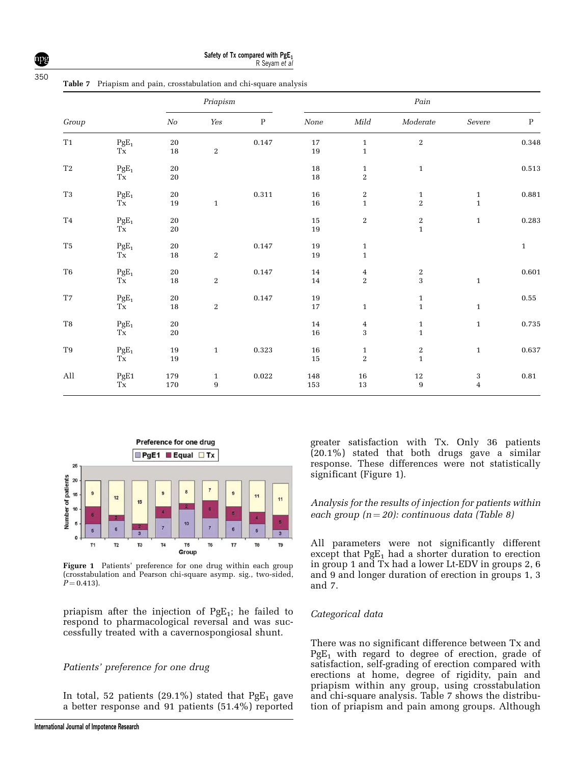**Table 7** Priapism and pain, crosstabulation and chi-square analysis

| Group | | Priapism | | | Pain | | | | |
|---|---|---|---|---|---|---|---|---|---|
| | | No | Yes | P | None | Mild | Moderate | Severe | P |
| T1 | $PgE_1$ | 20 | | 0.147 | 17 | 1 | 2 | | 0.348 |
| | Tx | 18 | 2 | | 19 | 1 | | | |
| T2 | $PgE_1$ | 20 | | | 18 | 1 | 1 | | 0.513 |
| | Tx | 20 | | | 18 | 2 | | | |
| T3 | $PgE_1$ | 20 | | 0.311 | 16 | 2 | 1 | 1 | 0.881 |
| | Tx | 19 | 1 | | 16 | 1 | 2 | 1 | |
| T4 | $PgE_1$ | 20 | | | 15 | 2 | 2 | 1 | 0.283 |
| | Tx | 20 | | | 19 | | 1 | | |
| T5 | $PgE_1$ | 20 | | 0.147 | 19 | 1 | | | 1 |
| | Tx | 18 | 2 | | 19 | 1 | | | |
| T6 | $PgE_1$ | 20 | | 0.147 | 14 | 4 | 2 | | 0.601 |
| | Tx | 18 | 2 | | 14 | 2 | 3 | 1 | |
| T7 | $PgE_1$ | 20 | | 0.147 | 19 | | 1 | | 0.55 |
| | Tx | 18 | 2 | | 17 | 1 | 1 | 1 | |
| T8 | $PgE_1$ | 20 | | | 14 | 4 | 1 | 1 | 0.735 |
| | Tx | 20 | | | 16 | 3 | 1 | | |
| T9 | $PgE_1$ | 19 | 1 | 0.323 | 16 | 1 | 2 | 1 | 0.637 |
| | Tx | 19 | | | 15 | 2 | 1 | | |
| All | PgE1 | 179 | 1 | 0.022 | 148 | 16 | 12 | 3 | 0.81 |
| | Tx | 170 | 9 | | 153 | 13 | 9 | 4 | |

**Figure 1** Patients' preference for one drug within each group (crosstabulation and Pearson chi-square asymp. sig., two-sided, $P = 0.413$).

priapism after the injection of $PgE_1$; he failed to respond to pharmacological reversal and was successfully treated with a cavernospongiosal shunt.

*Patients' preference for one drug*

In total, 52 patients (29.1%) stated that $PgE_1$ gave a better response and 91 patients (51.4%) reported greater satisfaction with Tx. Only 36 patients (20.1%) stated that both drugs gave a similar response. These differences were not statistically significant (Figure 1).

*Analysis for the results of injection for patients within each group ($n = 20$): continuous data (Table 8)*

All parameters were not significantly different except that $PgE_1$ had a shorter duration to erection in group 1 and Tx had a lower Lt-EDV in groups 2, 6 and 9 and longer duration of erection in groups 1, 3 and 7.

*Categorical data*

There was no significant difference between Tx and $PgE_1$ with regard to degree of erection, grade of satisfaction, self-grading of erection compared with erections at home, degree of rigidity, pain and priapism within any group, using crosstabulation and chi-square analysis. Table 7 shows the distribution of priapism and pain among groups. Although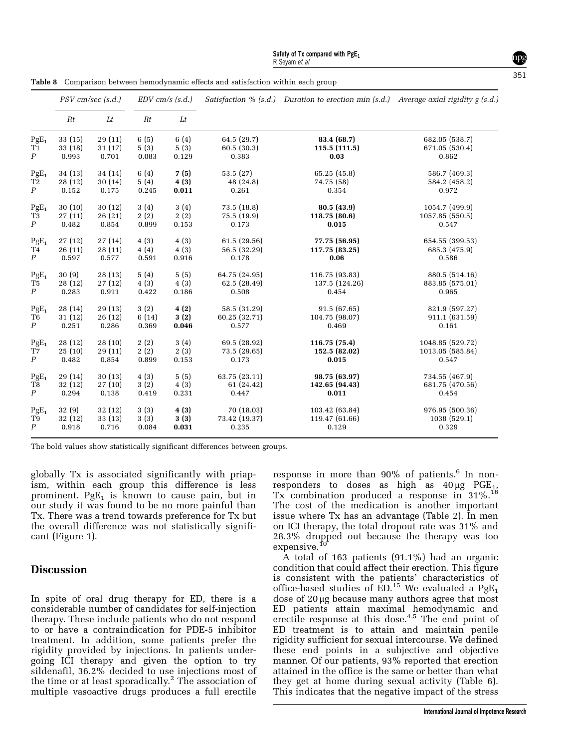**Table 8** Comparison between hemodynamic effects and satisfaction within each group

| | PSV cm/sec (s.d.) | | EDV cm/s (s.d.) | | Satisfaction % (s.d.) | Duration to erection min (s.d.) | Average axial rigidity g (s.d.) |
|---|---|---|---|---|---|---|---|
| | Rt | Lt | Rt | Lt | | | |
| $PgE_1$ | 33 (15) | 29 (11) | 6 (5) | 6 (4) | 64.5 (29.7) | **83.4 (68.7)** | 682.05 (538.7) |
| T1 | 33 (18) | 31 (17) | 5 (3) | 5 (3) | 60.5 (30.3) | **115.5 (111.5)** | 671.05 (530.4) |
| *P* | 0.993 | 0.701 | 0.083 | 0.129 | 0.383 | **0.03** | 0.862 |
| $PgE_1$ | 34 (13) | 34 (14) | 6 (4) | **7 (5)** | 53.5 (27) | 65.25 (45.8) | 586.7 (469.3) |
| T2 | 28 (12) | 30 (14) | 5 (4) | **4 (3)** | 48 (24.8) | 74.75 (58) | 584.2 (458.2) |
| *P* | 0.152 | 0.175 | 0.245 | **0.011** | 0.261 | 0.354 | 0.972 |
| $PgE_1$ | 30 (10) | 30 (12) | 3 (4) | 3 (4) | 73.5 (18.8) | **80.5 (43.9)** | 1054.7 (499.9) |
| T3 | 27 (11) | 26 (21) | 2 (2) | 2 (2) | 75.5 (19.9) | **118.75 (80.6)** | 1057.85 (550.5) |
| *P* | 0.482 | 0.854 | 0.899 | 0.153 | 0.173 | **0.015** | 0.547 |
| $PgE_1$ | 27 (12) | 27 (14) | 4 (3) | 4 (3) | 61.5 (29.56) | **77.75 (56.95)** | 654.55 (399.53) |
| T4 | 26 (11) | 28 (11) | 4 (4) | 4 (3) | 56.5 (32.29) | **117.75 (83.25)** | 685.3 (475.9) |
| *P* | 0.597 | 0.577 | 0.591 | 0.916 | 0.178 | **0.06** | 0.586 |
| $PgE_1$ | 30 (9) | 28 (13) | 5 (4) | 5 (5) | 64.75 (24.95) | 116.75 (93.83) | 880.5 (514.16) |
| T5 | 28 (12) | 27 (12) | 4 (3) | 4 (3) | 62.5 (28.49) | 137.5 (124.26) | 883.85 (575.01) |
| *P* | 0.283 | 0.911 | 0.422 | 0.186 | 0.508 | 0.454 | 0.965 |
| $PgE_1$ | 28 (14) | 29 (13) | 3 (2) | **4 (2)** | 58.5 (31.29) | 91.5 (67.65) | 821.9 (597.27) |
| T6 | 31 (12) | 26 (12) | 6 (14) | **3 (2)** | 60.25 (32.71) | 104.75 (98.07) | 911.1 (631.59) |
| *P* | 0.251 | 0.286 | 0.369 | **0.046** | 0.577 | 0.469 | 0.161 |
| $PgE_1$ | 28 (12) | 28 (10) | 2 (2) | 3 (4) | 69.5 (28.92) | **116.75 (75.4)** | 1048.85 (529.72) |
| T7 | 25 (10) | 29 (11) | 2 (2) | 2 (3) | 73.5 (29.65) | **152.5 (82.02)** | 1013.05 (585.84) |
| *P* | 0.482 | 0.854 | 0.899 | 0.153 | 0.173 | **0.015** | 0.547 |
| $PgE_1$ | 29 (14) | 30 (13) | 4 (3) | 5 (5) | 63.75 (23.11) | **98.75 (63.97)** | 734.55 (467.9) |
| T8 | 32 (12) | 27 (10) | 3 (2) | 4 (3) | 61 (24.42) | **142.65 (94.43)** | 681.75 (470.56) |
| *P* | 0.294 | 0.138 | 0.419 | 0.231 | 0.447 | **0.011** | 0.454 |
| $PgE_1$ | 32 (9) | 32 (12) | 3 (3) | **4 (3)** | 70 (18.03) | 103.42 (63.84) | 976.95 (500.36) |
| T9 | 32 (12) | 33 (13) | 3 (3) | **3 (3)** | 73.42 (19.37) | 119.47 (61.66) | 1038 (529.1) |
| *P* | 0.918 | 0.716 | 0.084 | **0.031** | 0.235 | 0.129 | 0.329 |

The bold values show statistically significant differences between groups.

globally Tx is associated significantly with priapism, within each group this difference is less prominent. $PgE_1$ is known to cause pain, but in our study it was found to be no more painful than Tx. There was a trend towards preference for Tx but the overall difference was not statistically significant (Figure 1).

## Discussion

In spite of oral drug therapy for ED, there is a considerable number of candidates for self-injection therapy. These include patients who do not respond to or have a contraindication for PDE-5 inhibitor treatment. In addition, some patients prefer the rigidity provided by injections. In patients undergoing ICI therapy and given the option to try sildenafil, 36.2% decided to use injections most of the time or at least sporadically.[2] The association of multiple vasoactive drugs produces a full erectile response in more than 90% of patients.[6] In non-responders to doses as high as 40 μg $PGE_1$, Tx combination produced a response in 31%.[16] The cost of the medication is another important issue where Tx has an advantage (Table 2). In men on ICI therapy, the total dropout rate was 31% and 28.3% dropped out because the therapy was too expensive.[10]

A total of 163 patients (91.1%) had an organic condition that could affect their erection. This figure is consistent with the patients' characteristics of office-based studies of ED.[15] We evaluated a $PgE_1$ dose of 20 μg because many authors agree that most ED patients attain maximal hemodynamic and erectile response at this dose.[4,5] The end point of ED treatment is to attain and maintain penile rigidity sufficient for sexual intercourse. We defined these end points in a subjective and objective manner. Of our patients, 93% reported that erection attained in the office is the same or better than what they get at home during sexual activity (Table 6). This indicates that the negative impact of the stress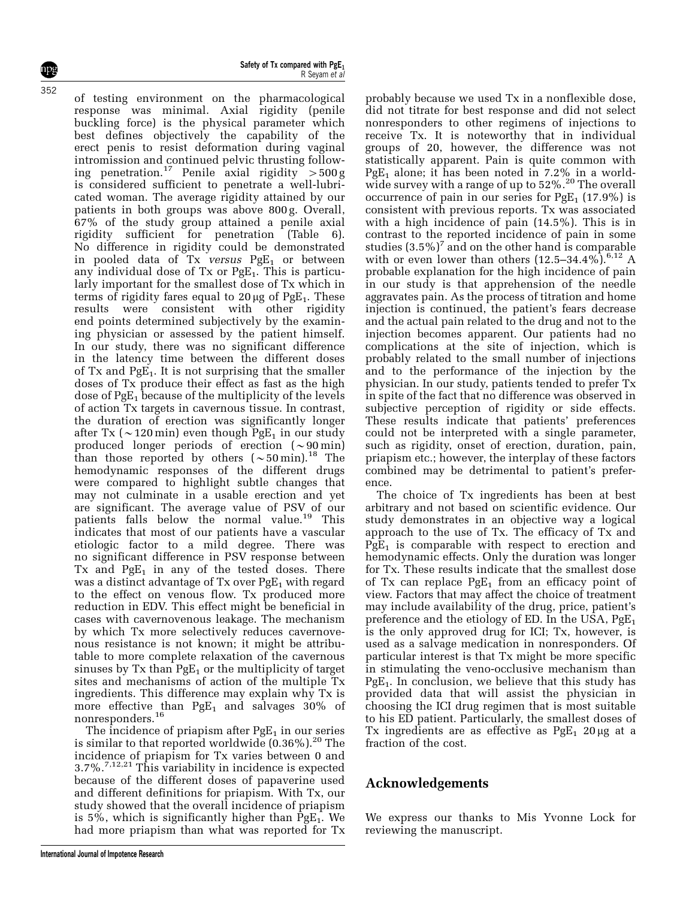of testing environment on the pharmacological response was minimal. Axial rigidity (penile buckling force) is the physical parameter which best defines objectively the capability of the erect penis to resist deformation during vaginal intromission and continued pelvic thrusting following penetration.[17] Penile axial rigidity >500 g is considered sufficient to penetrate a well-lubricated woman. The average rigidity attained by our patients in both groups was above 800 g. Overall, 67% of the study group attained a penile axial rigidity sufficient for penetration (Table 6). No difference in rigidity could be demonstrated in pooled data of Tx *versus* $PgE_1$ or between any individual dose of Tx or $PgE_1$. This is particularly important for the smallest dose of Tx which in terms of rigidity fares equal to 20 μg of $PgE_1$. These results were consistent with other rigidity end points determined subjectively by the examining physician or assessed by the patient himself. In our study, there was no significant difference in the latency time between the different doses of Tx and $PgE_1$. It is not surprising that the smaller doses of Tx produce their effect as fast as the high dose of $PgE_1$ because of the multiplicity of the levels of action Tx targets in cavernous tissue. In contrast, the duration of erection was significantly longer after Tx (~120 min) even though $PgE_1$ in our study produced longer periods of erection (~90 min) than those reported by others (~50 min).[18] The hemodynamic responses of the different drugs were compared to highlight subtle changes that may not culminate in a usable erection and yet are significant. The average value of PSV of our patients falls below the normal value.[19] This indicates that most of our patients have a vascular etiologic factor to a mild degree. There was no significant difference in PSV response between Tx and $PgE_1$ in any of the tested doses. There was a distinct advantage of Tx over $PgE_1$ with regard to the effect on venous flow. Tx produced more reduction in EDV. This effect might be beneficial in cases with cavernovenous leakage. The mechanism by which Tx more selectively reduces cavernovenous resistance is not known; it might be attributable to more complete relaxation of the cavernous sinuses by Tx than $PgE_1$ or the multiplicity of target sites and mechanisms of action of the multiple Tx ingredients. This difference may explain why Tx is more effective than $PgE_1$ and salvages 30% of nonresponders.[16]

The incidence of priapism after $PgE_1$ in our series is similar to that reported worldwide (0.36%).[20] The incidence of priapism for Tx varies between 0 and 3.7%.[7,12,21] This variability in incidence is expected because of the different doses of papaverine used and different definitions for priapism. With Tx, our study showed that the overall incidence of priapism is 5%, which is significantly higher than $PgE_1$. We had more priapism than what was reported for Tx probably because we used Tx in a nonflexible dose, did not titrate for best response and did not select nonresponders to other regimens of injections to receive Tx. It is noteworthy that in individual groups of 20, however, the difference was not statistically apparent. Pain is quite common with $PgE_1$ alone; it has been noted in 7.2% in a worldwide survey with a range of up to 52%.[20] The overall occurrence of pain in our series for $PgE_1$ (17.9%) is consistent with previous reports. Tx was associated with a high incidence of pain (14.5%). This is in contrast to the reported incidence of pain in some studies (3.5%)[7] and on the other hand is comparable with or even lower than others (12.5–34.4%).[6,12] A probable explanation for the high incidence of pain in our study is that apprehension of the needle aggravates pain. As the process of titration and home injection is continued, the patient's fears decrease and the actual pain related to the drug and not to the injection becomes apparent. Our patients had no complications at the site of injection, which is probably related to the small number of injections and to the performance of the injection by the physician. In our study, patients tended to prefer Tx in spite of the fact that no difference was observed in subjective perception of rigidity or side effects. These results indicate that patients' preferences could not be interpreted with a single parameter, such as rigidity, onset of erection, duration, pain, priapism etc.; however, the interplay of these factors combined may be detrimental to patient's preference.

The choice of Tx ingredients has been at best arbitrary and not based on scientific evidence. Our study demonstrates in an objective way a logical approach to the use of Tx. The efficacy of Tx and $PgE_1$ is comparable with respect to erection and hemodynamic effects. Only the duration was longer for Tx. These results indicate that the smallest dose of Tx can replace $PgE_1$ from an efficacy point of view. Factors that may affect the choice of treatment may include availability of the drug, price, patient's preference and the etiology of ED. In the USA, $PgE_1$ is the only approved drug for ICI; Tx, however, is used as a salvage medication in nonresponders. Of particular interest is that Tx might be more specific in stimulating the veno-occlusive mechanism than $PgE_1$. In conclusion, we believe that this study has provided data that will assist the physician in choosing the ICI drug regimen that is most suitable to his ED patient. Particularly, the smallest doses of Tx ingredients are as effective as $PgE_1$ 20 μg at a fraction of the cost.

## Acknowledgements

We express our thanks to Mis Yvonne Lock for reviewing the manuscript.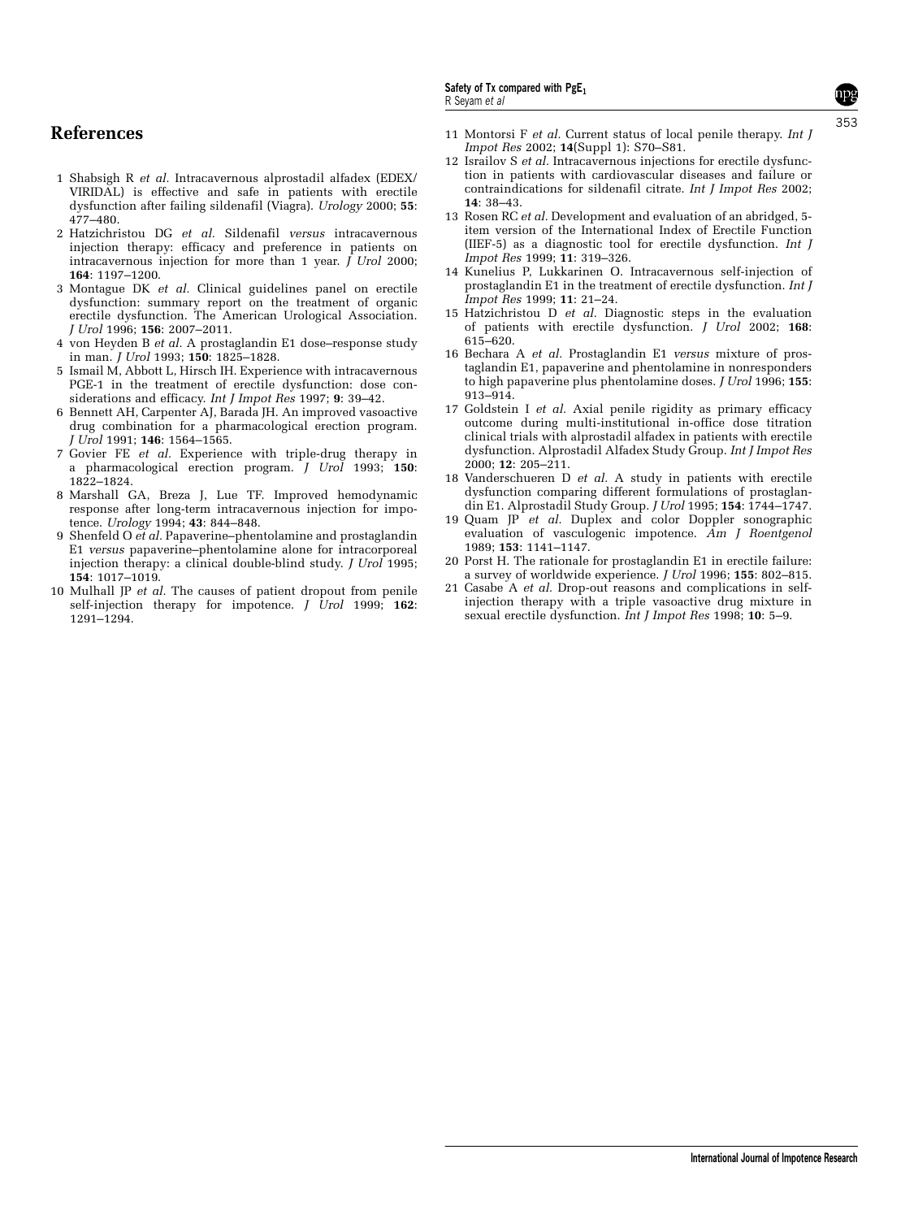## References

1 Shabsigh R *et al.* Intracavernous alprostadil alfadex (EDEX/VIRIDAL) is effective and safe in patients with erectile dysfunction after failing sildenafil (Viagra). *Urology* 2000; **55**: 477–480.

2 Hatzichristou DG *et al.* Sildenafil *versus* intracavernous injection therapy: efficacy and preference in patients on intracavernous injection for more than 1 year. *J Urol* 2000; **164**: 1197–1200.

3 Montague DK *et al.* Clinical guidelines panel on erectile dysfunction: summary report on the treatment of organic erectile dysfunction. The American Urological Association. *J Urol* 1996; **156**: 2007–2011.

4 von Heyden B *et al.* A prostaglandin E1 dose–response study in man. *J Urol* 1993; **150**: 1825–1828.

5 Ismail M, Abbott L, Hirsch IH. Experience with intracavernous PGE-1 in the treatment of erectile dysfunction: dose considerations and efficacy. *Int J Impot Res* 1997; **9**: 39–42.

6 Bennett AH, Carpenter AJ, Barada JH. An improved vasoactive drug combination for a pharmacological erection program. *J Urol* 1991; **146**: 1564–1565.

7 Govier FE *et al.* Experience with triple-drug therapy in a pharmacological erection program. *J Urol* 1993; **150**: 1822–1824.

8 Marshall GA, Breza J, Lue TF. Improved hemodynamic response after long-term intracavernous injection for impotence. *Urology* 1994; **43**: 844–848.

9 Shenfeld O *et al.* Papaverine–phentolamine and prostaglandin E1 *versus* papaverine–phentolamine alone for intracorporeal injection therapy: a clinical double-blind study. *J Urol* 1995; **154**: 1017–1019.

10 Mulhall JP *et al.* The causes of patient dropout from penile self-injection therapy for impotence. *J Urol* 1999; **162**: 1291–1294.

11 Montorsi F *et al.* Current status of local penile therapy. *Int J Impot Res* 2002; **14**(Suppl 1): S70–S81.

12 Israilov S *et al.* Intracavernous injections for erectile dysfunction in patients with cardiovascular diseases and failure or contraindications for sildenafil citrate. *Int J Impot Res* 2002; **14**: 38–43.

13 Rosen RC *et al.* Development and evaluation of an abridged, 5-item version of the International Index of Erectile Function (IIEF-5) as a diagnostic tool for erectile dysfunction. *Int J Impot Res* 1999; **11**: 319–326.

14 Kunelius P, Lukkarinen O. Intracavernous self-injection of prostaglandin E1 in the treatment of erectile dysfunction. *Int J Impot Res* 1999; **11**: 21–24.

15 Hatzichristou D *et al.* Diagnostic steps in the evaluation of patients with erectile dysfunction. *J Urol* 2002; **168**: 615–620.

16 Bechara A *et al.* Prostaglandin E1 *versus* mixture of prostaglandin E1, papaverine and phentolamine in nonresponders to high papaverine plus phentolamine doses. *J Urol* 1996; **155**: 913–914.

17 Goldstein I *et al.* Axial penile rigidity as primary efficacy outcome during multi-institutional in-office dose titration clinical trials with alprostadil alfadex in patients with erectile dysfunction. Alprostadil Alfadex Study Group. *Int J Impot Res* 2000; **12**: 205–211.

18 Vanderschueren D *et al.* A study in patients with erectile dysfunction comparing different formulations of prostaglandin E1. Alprostadil Study Group. *J Urol* 1995; **154**: 1744–1747.

19 Quam JP *et al.* Duplex and color Doppler sonographic evaluation of vasculogenic impotence. *Am J Roentgenol* 1989; **153**: 1141–1147.

20 Porst H. The rationale for prostaglandin E1 in erectile failure: a survey of worldwide experience. *J Urol* 1996; **155**: 802–815.

21 Casabe A *et al.* Drop-out reasons and complications in self-injection therapy with a triple vasoactive drug mixture in sexual erectile dysfunction. *Int J Impot Res* 1998; **10**: 5–9.